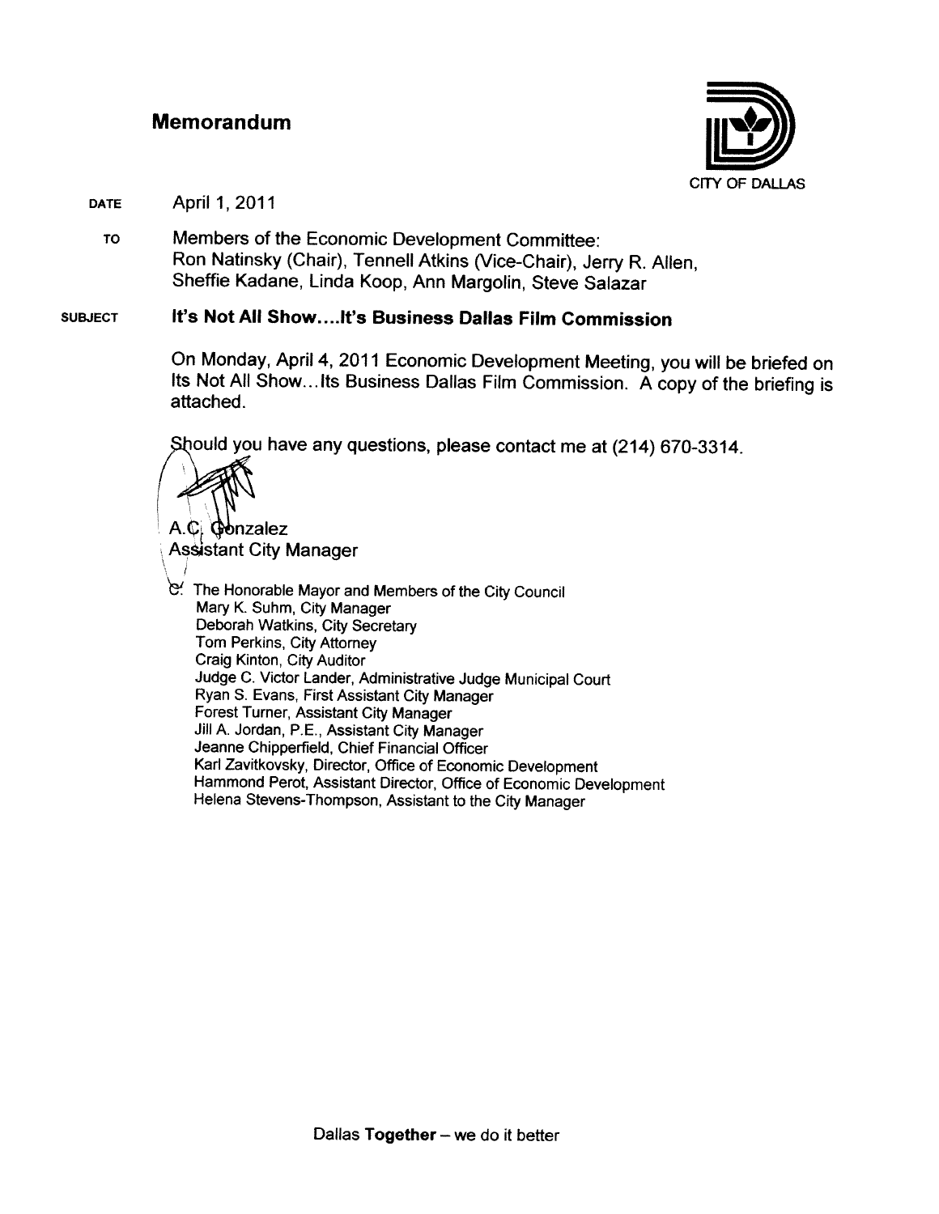# Memorandum

CITY OF DALLAS

**DATE** April 1, 2011

**TO** Members of the Economic Development Committee:
Ron Natinsky (Chair), Tennell Atkins (Vice-Chair), Jerry R. Allen, Sheffie Kadane, Linda Koop, Ann Margolin, Steve Salazar

**SUBJECT** **It's Not All Show....It's Business Dallas Film Commission**

On Monday, April 4, 2011 Economic Development Meeting, you will be briefed on Its Not All Show...Its Business Dallas Film Commission. A copy of the briefing is attached.

Should you have any questions, please contact me at (214) 670-3314.

A.C. Gonzalez
Assistant City Manager

c: The Honorable Mayor and Members of the City Council
Mary K. Suhm, City Manager
Deborah Watkins, City Secretary
Tom Perkins, City Attorney
Craig Kinton, City Auditor
Judge C. Victor Lander, Administrative Judge Municipal Court
Ryan S. Evans, First Assistant City Manager
Forest Turner, Assistant City Manager
Jill A. Jordan, P.E., Assistant City Manager
Jeanne Chipperfield, Chief Financial Officer
Karl Zavitkovsky, Director, Office of Economic Development
Hammond Perot, Assistant Director, Office of Economic Development
Helena Stevens-Thompson, Assistant to the City Manager

Dallas **Together** – we do it better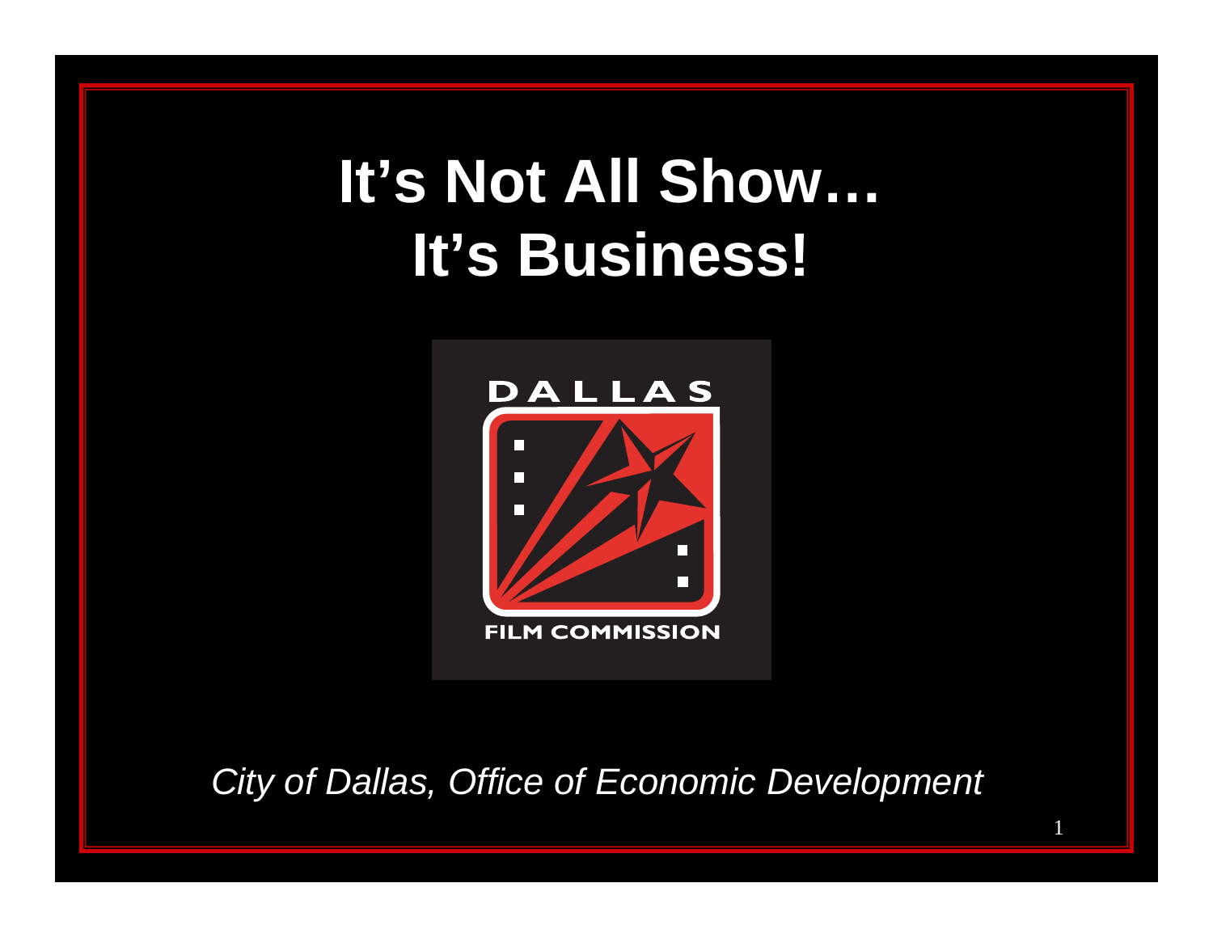# It's Not All Show… It's Business!

DALLAS

FILM COMMISSION

*City of Dallas, Office of Economic Development*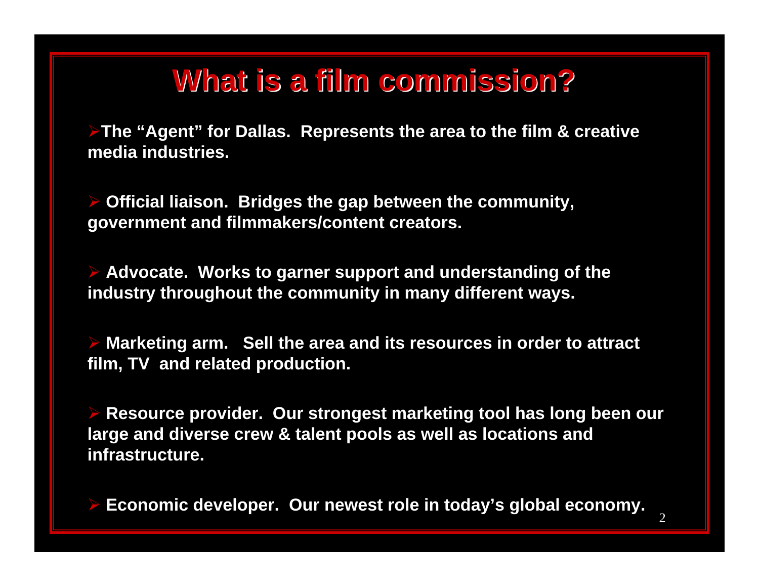# What is a film commission?

- **The "Agent" for Dallas. Represents the area to the film & creative media industries.**

- **Official liaison. Bridges the gap between the community, government and filmmakers/content creators.**

- **Advocate. Works to garner support and understanding of the industry throughout the community in many different ways.**

- **Marketing arm. Sell the area and its resources in order to attract film, TV and related production.**

- **Resource provider. Our strongest marketing tool has long been our large and diverse crew & talent pools as well as locations and infrastructure.**

- **Economic developer. Our newest role in today's global economy.**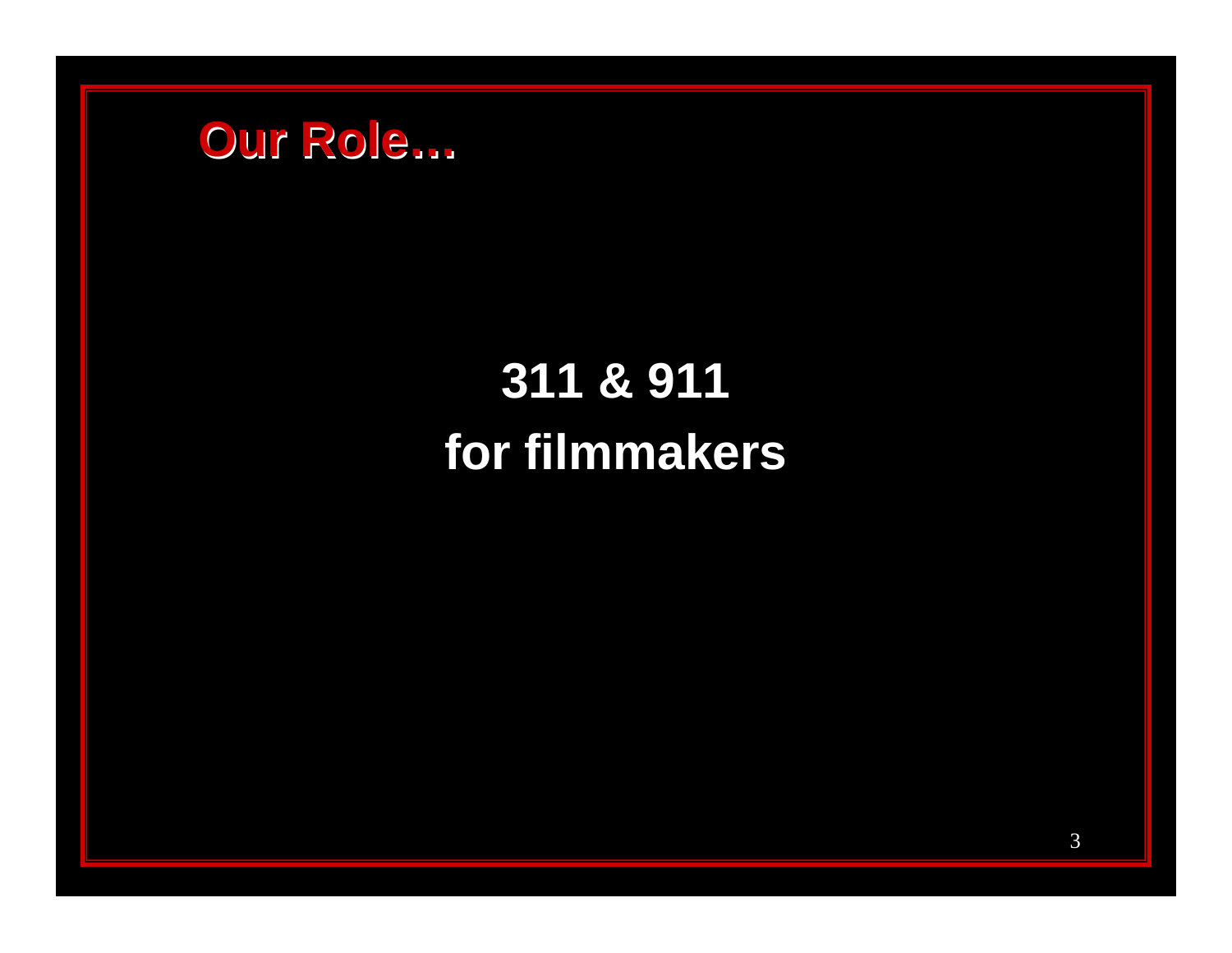# Our Role…

**311 & 911**

**for filmmakers**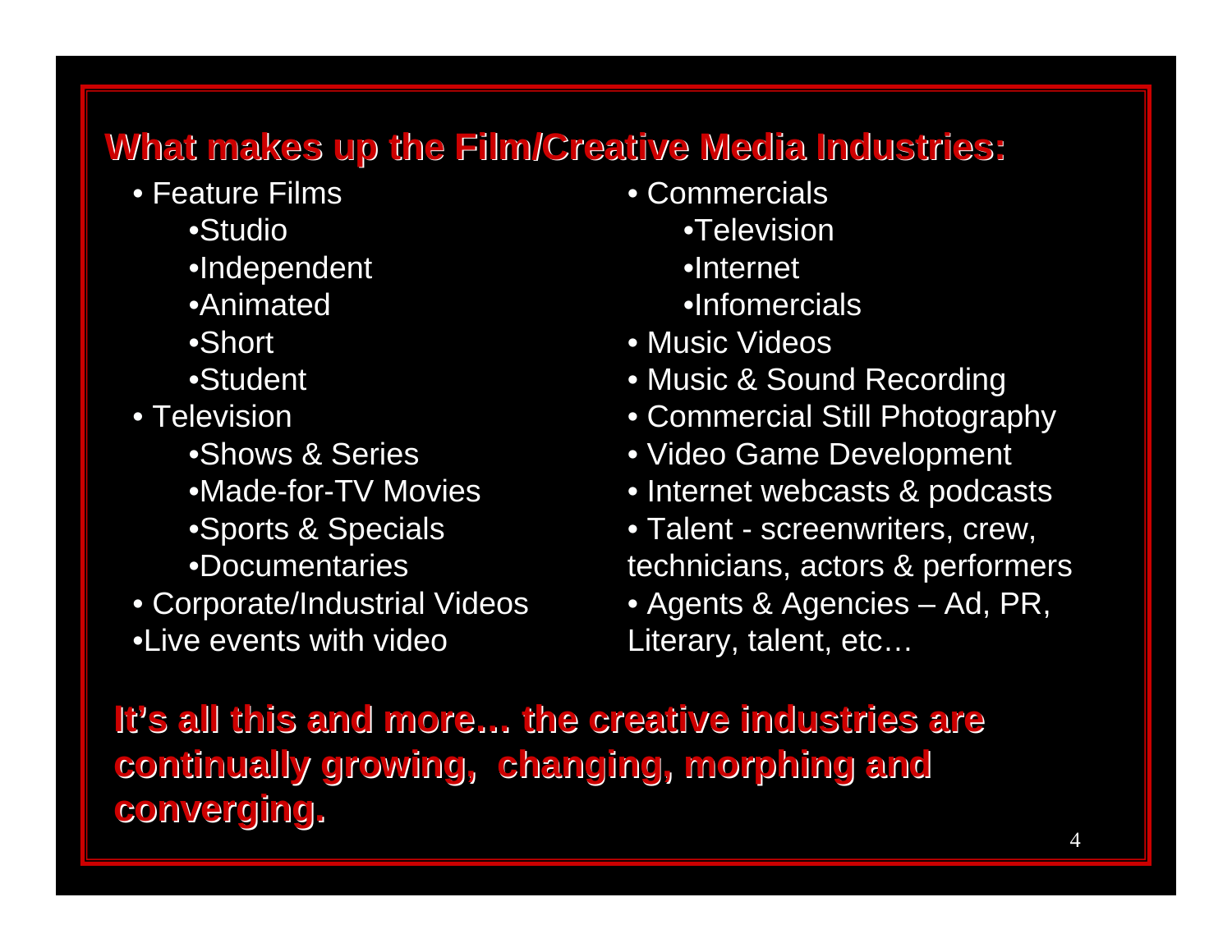## What makes up the Film/Creative Media Industries:

- Feature Films
  - Studio
  - Independent
  - Animated
  - Short
  - Student
- Television
  - Shows & Series
  - Made-for-TV Movies
  - Sports & Specials
  - Documentaries
- Corporate/Industrial Videos
- Live events with video
- Commercials
  - Television
  - Internet
  - Infomercials
- Music Videos
- Music & Sound Recording
- Commercial Still Photography
- Video Game Development
- Internet webcasts & podcasts
- Talent - screenwriters, crew, technicians, actors & performers
- Agents & Agencies – Ad, PR, Literary, talent, etc…

**It's all this and more… the creative industries are continually growing, changing, morphing and converging.**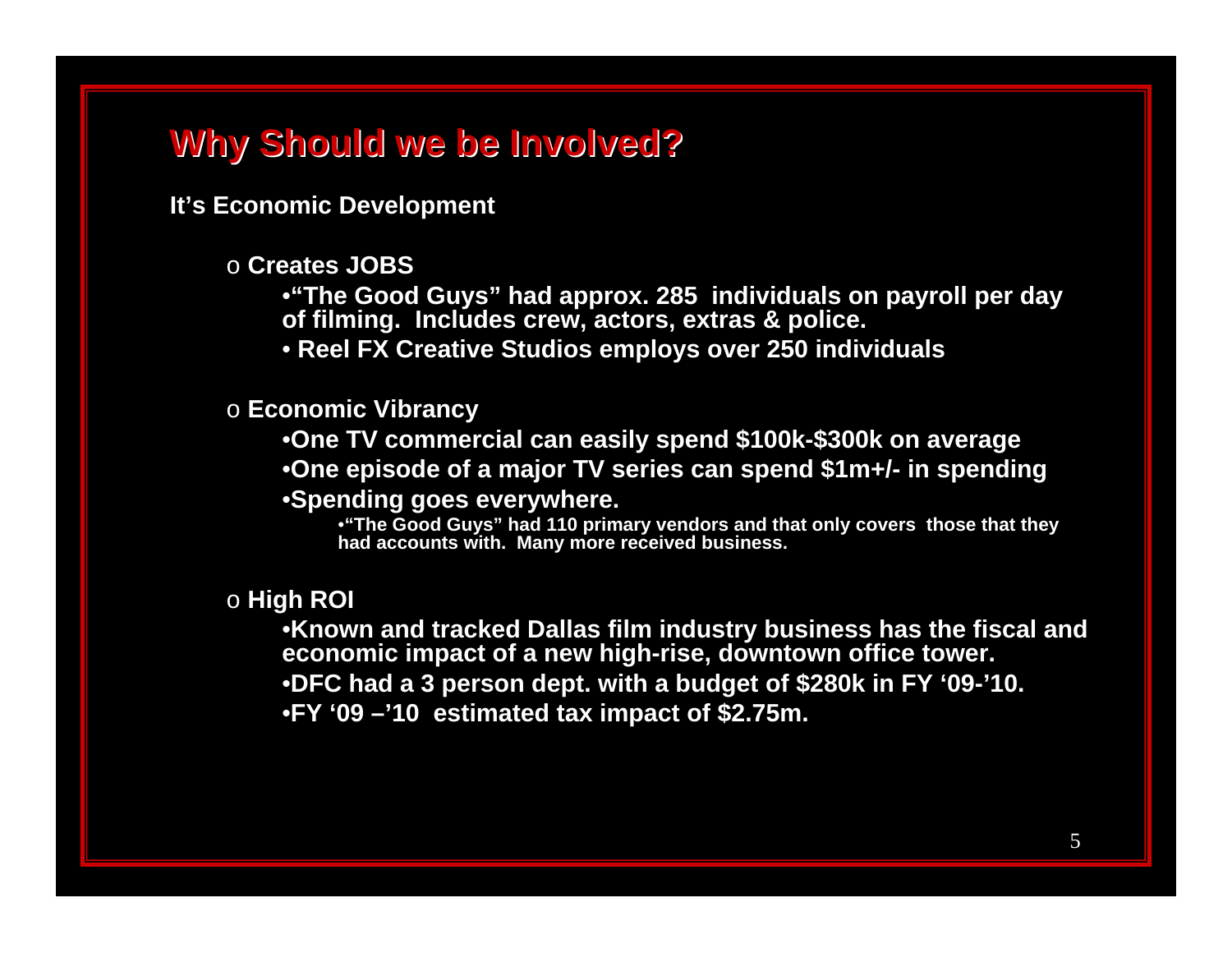# Why Should we be Involved?

**It's Economic Development**

- **Creates JOBS**
  - **"The Good Guys" had approx. 285 individuals on payroll per day of filming. Includes crew, actors, extras & police.**
  - **Reel FX Creative Studios employs over 250 individuals**

- **Economic Vibrancy**
  - **One TV commercial can easily spend $100k-$300k on average**
  - **One episode of a major TV series can spend $1m+/- in spending**
  - **Spending goes everywhere.**
    - **"The Good Guys" had 110 primary vendors and that only covers those that they had accounts with. Many more received business.**

- **High ROI**
  - **Known and tracked Dallas film industry business has the fiscal and economic impact of a new high-rise, downtown office tower.**
  - **DFC had a 3 person dept. with a budget of $280k in FY '09-'10.**
  - **FY '09 –'10 estimated tax impact of $2.75m.**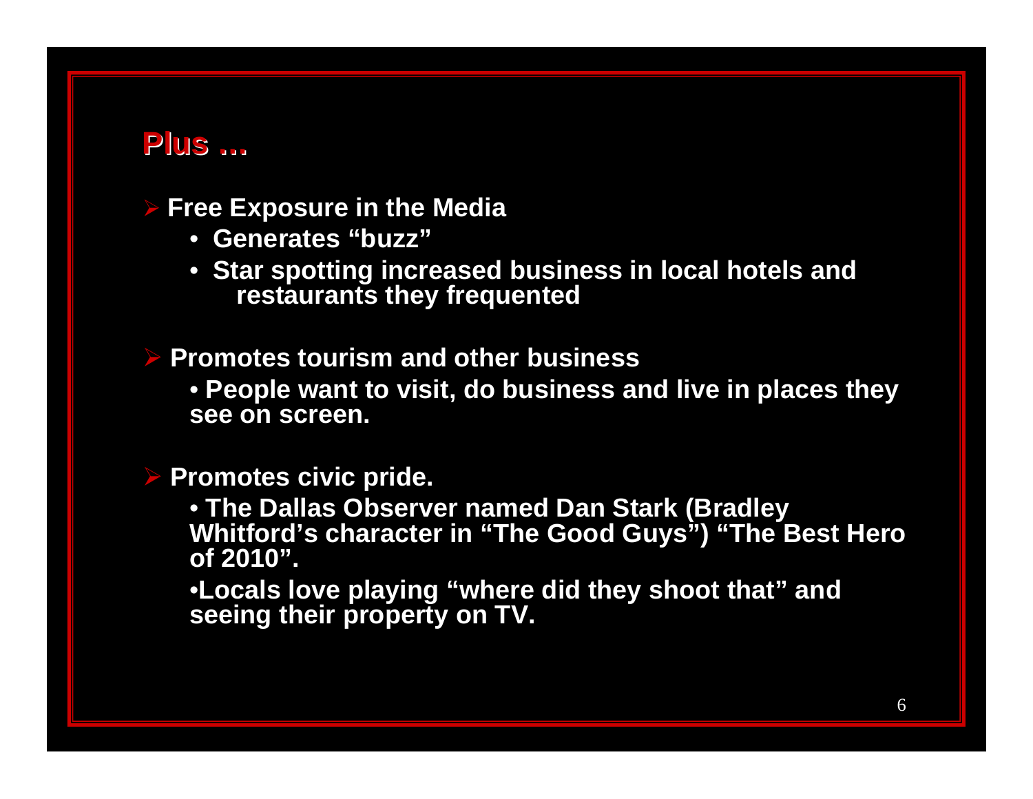## Plus …

- **Free Exposure in the Media**
  - **Generates “buzz”**
  - **Star spotting increased business in local hotels and restaurants they frequented**

- **Promotes tourism and other business**
  - **People want to visit, do business and live in places they see on screen.**

- **Promotes civic pride.**
  - **The Dallas Observer named Dan Stark (Bradley Whitford’s character in “The Good Guys”) “The Best Hero of 2010”.**
  - **Locals love playing “where did they shoot that” and seeing their property on TV.**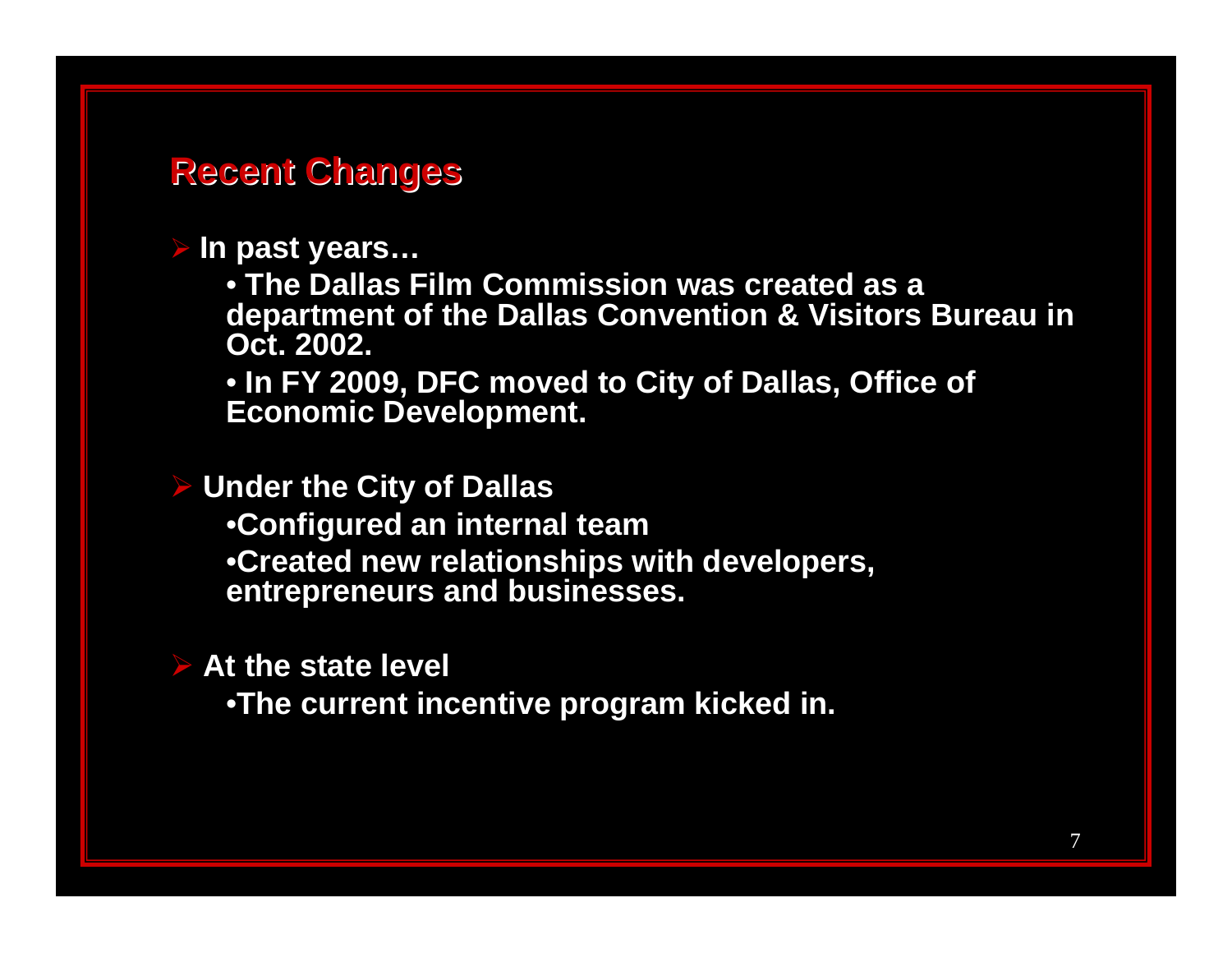## Recent Changes

- **In past years…**
  - **The Dallas Film Commission was created as a department of the Dallas Convention & Visitors Bureau in Oct. 2002.**
  - **In FY 2009, DFC moved to City of Dallas, Office of Economic Development.**

- **Under the City of Dallas**
  - **Configured an internal team**
  - **Created new relationships with developers, entrepreneurs and businesses.**

- **At the state level**
  - **The current incentive program kicked in.**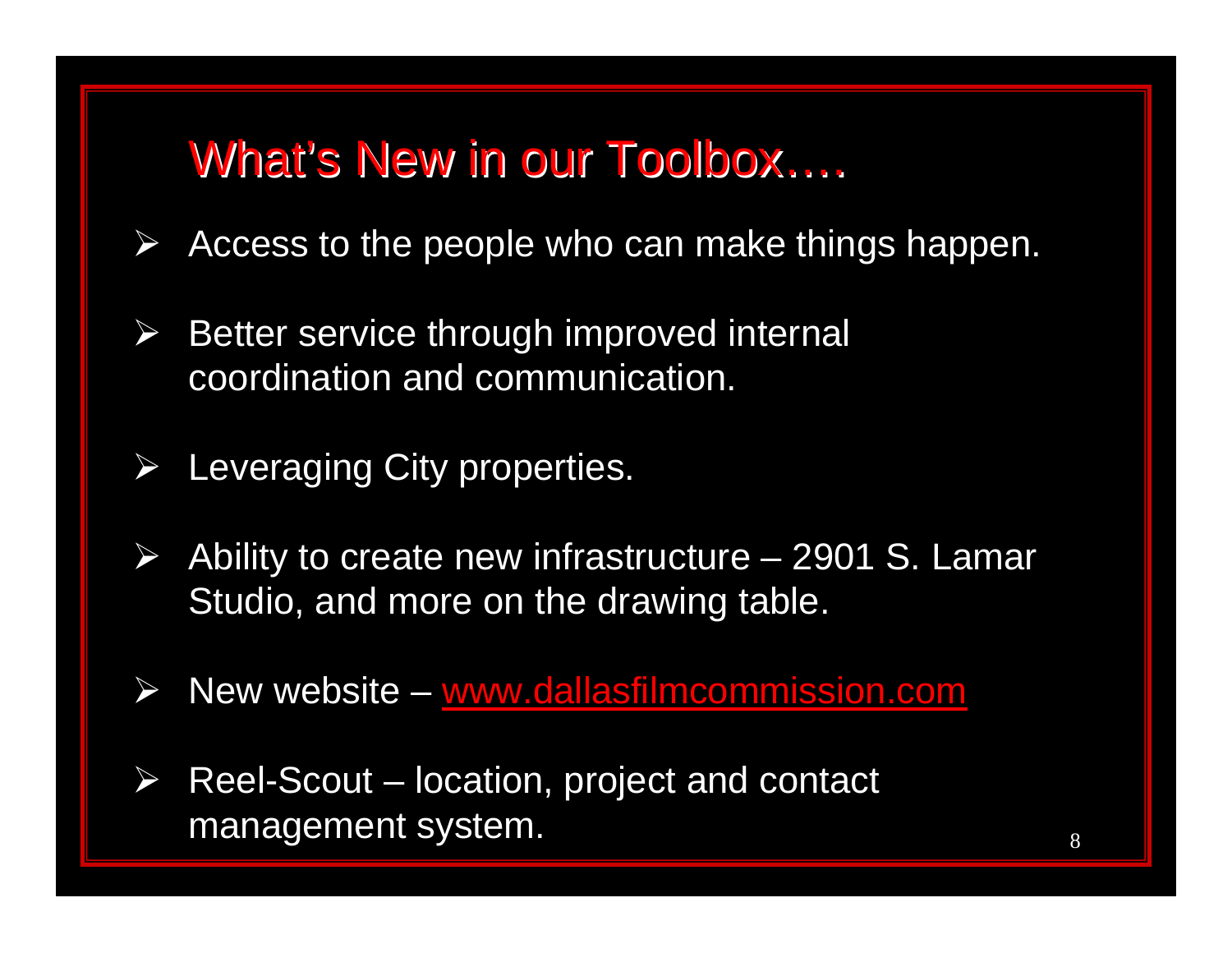# What's New in our Toolbox….

- Access to the people who can make things happen.
- Better service through improved internal coordination and communication.
- Leveraging City properties.
- Ability to create new infrastructure – 2901 S. Lamar Studio, and more on the drawing table.
- New website – www.dallasfilmcommission.com
- Reel-Scout – location, project and contact management system.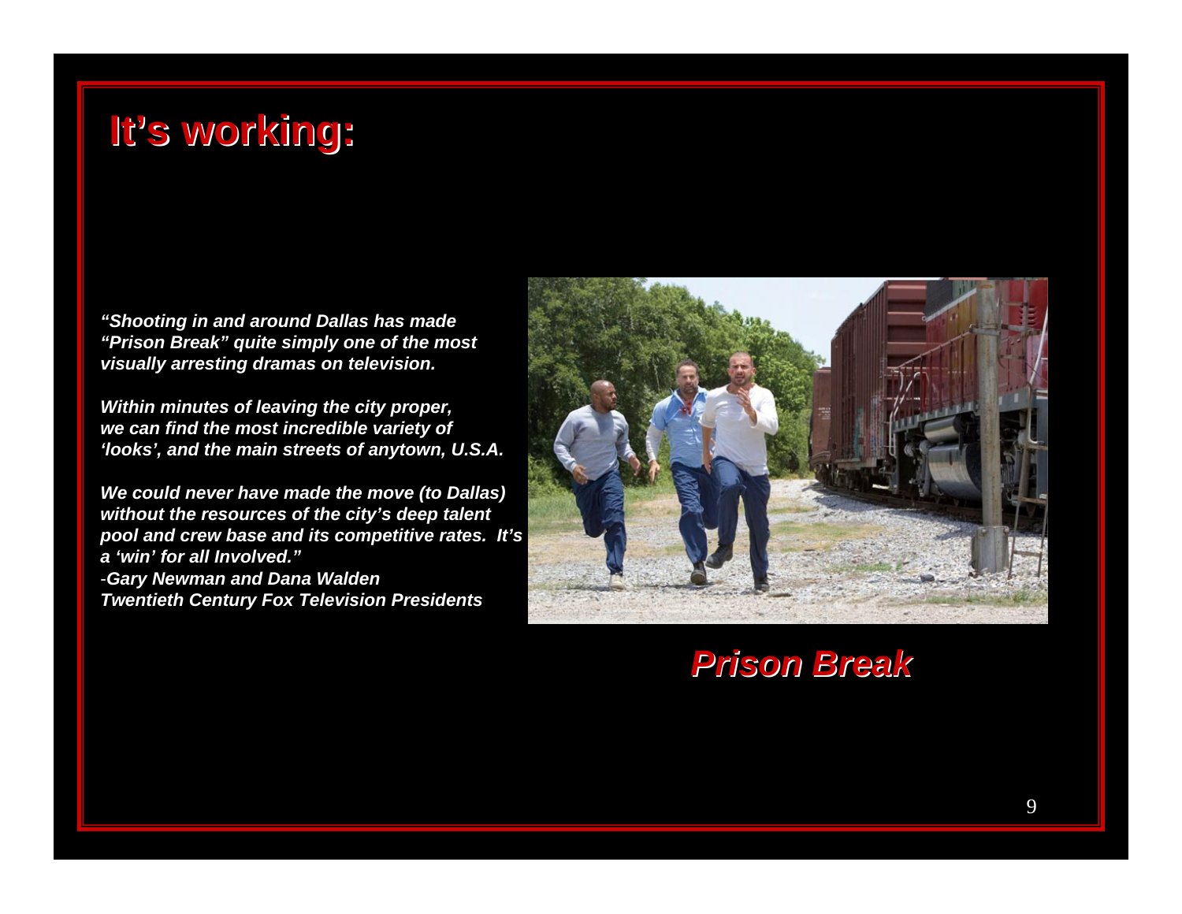# It's working:

*"Shooting in and around Dallas has made "Prison Break" quite simply one of the most visually arresting dramas on television.*

*Within minutes of leaving the city proper, we can find the most incredible variety of 'looks', and the main streets of anytown, U.S.A.*

*We could never have made the move (to Dallas) without the resources of the city's deep talent pool and crew base and its competitive rates. It's a 'win' for all Involved."*

*-Gary Newman and Dana Walden*
*Twentieth Century Fox Television Presidents*

***Prison Break***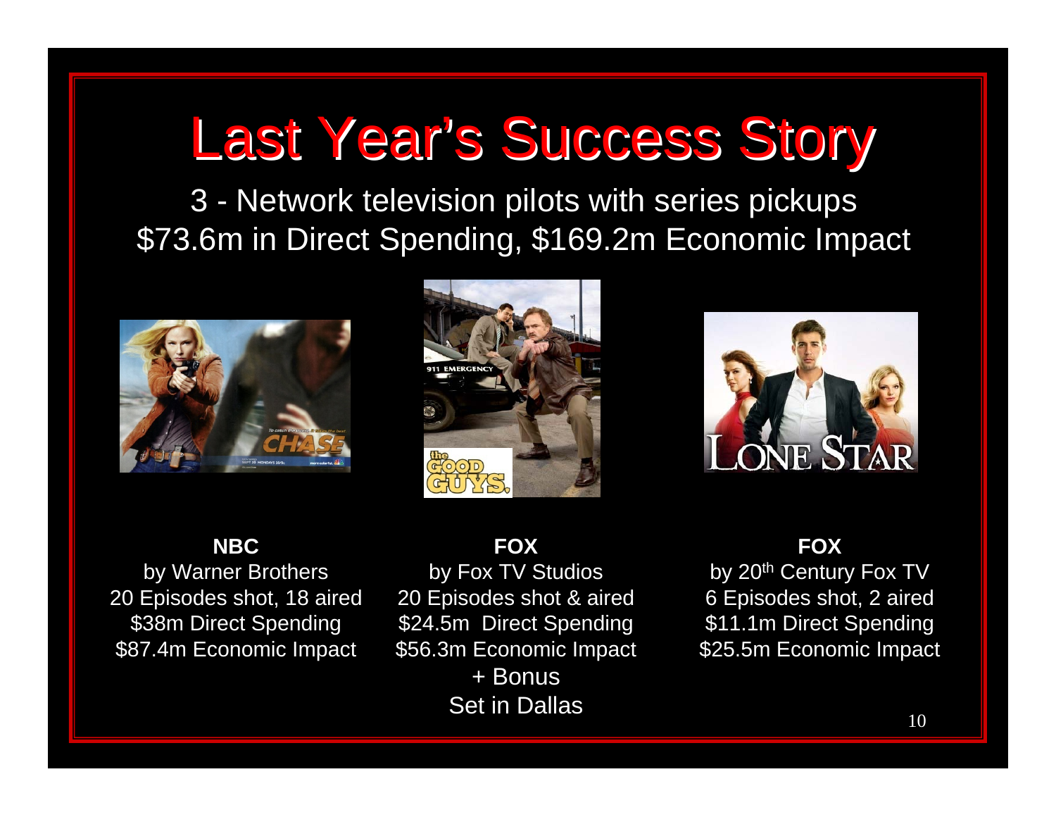# Last Year's Success Story

3 - Network television pilots with series pickups
$73.6m in Direct Spending, $169.2m Economic Impact

**NBC**
by Warner Brothers
20 Episodes shot, 18 aired
$38m Direct Spending
$87.4m Economic Impact

**FOX**
by Fox TV Studios
20 Episodes shot & aired
$24.5m Direct Spending
$56.3m Economic Impact
+ Bonus
Set in Dallas

**FOX**
by 20th Century Fox TV
6 Episodes shot, 2 aired
$11.1m Direct Spending
$25.5m Economic Impact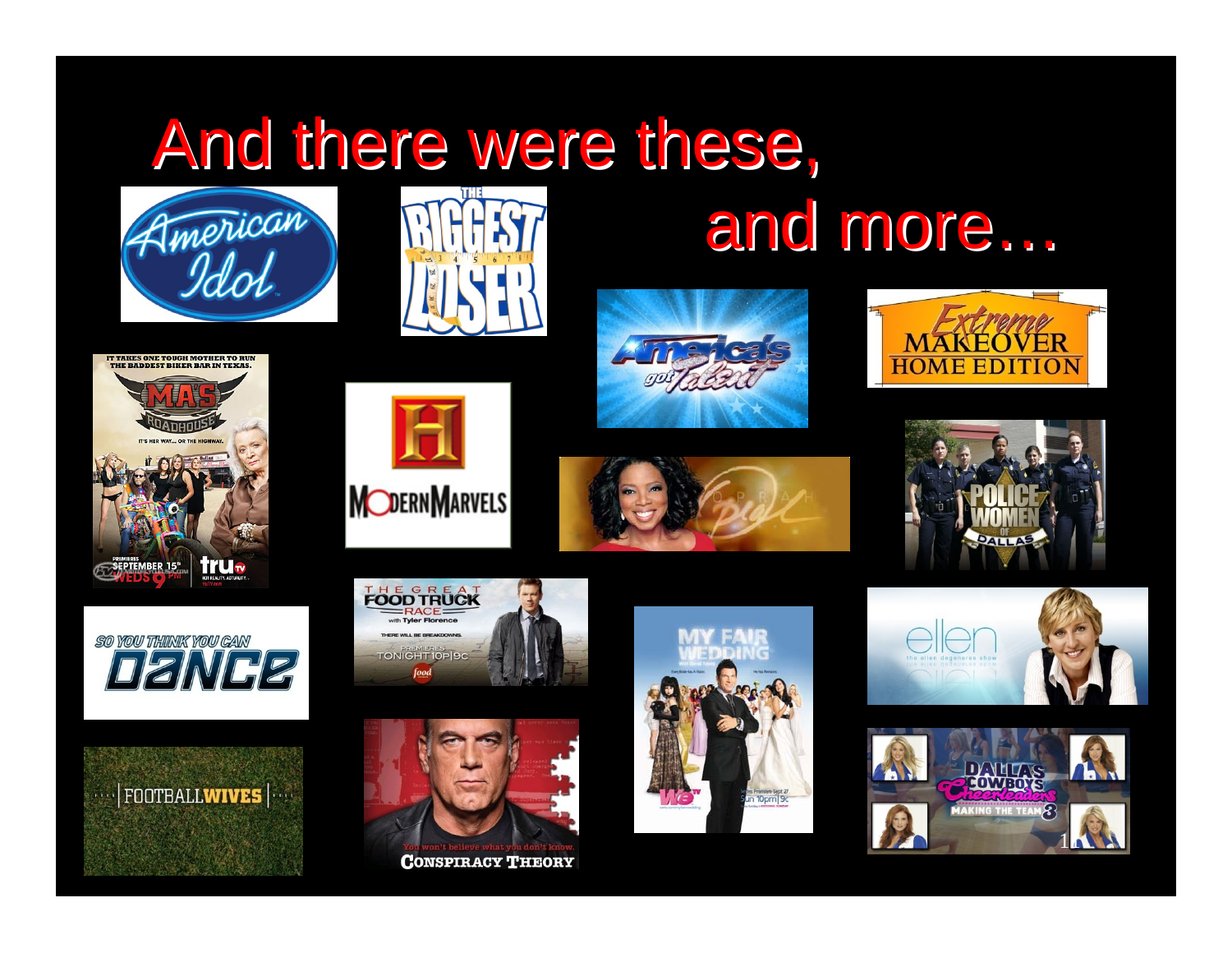# And there were these, and more…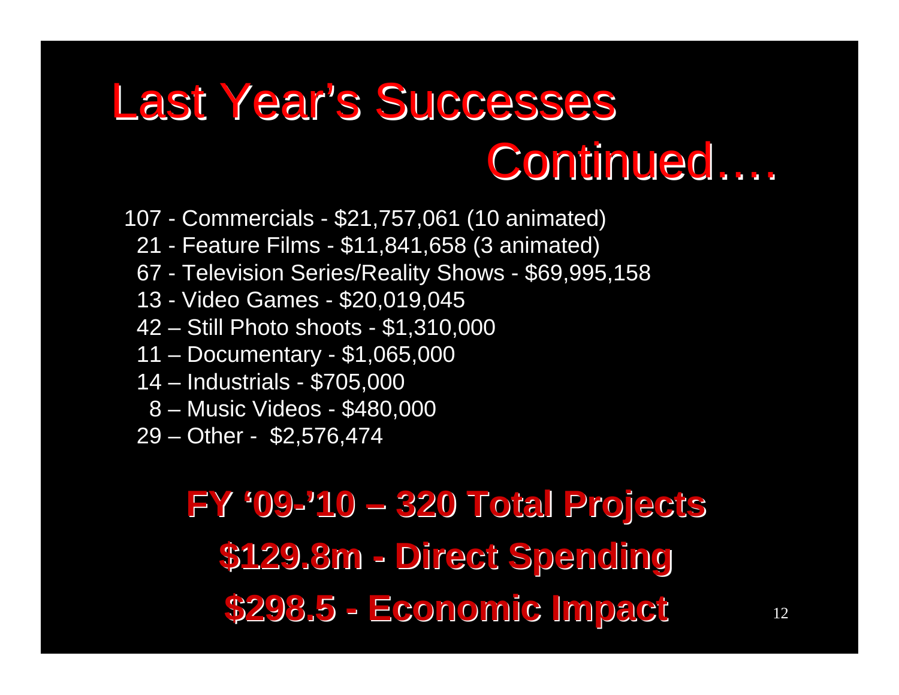# Last Year's Successes Continued….

107 - Commercials - $21,757,061 (10 animated)
21 - Feature Films - $11,841,658 (3 animated)
67 - Television Series/Reality Shows - $69,995,158
13 - Video Games - $20,019,045
42 – Still Photo shoots - $1,310,000
11 – Documentary - $1,065,000
14 – Industrials - $705,000
8 – Music Videos - $480,000
29 – Other - $2,576,474

**FY '09-'10 – 320 Total Projects**

**$129.8m - Direct Spending**

**$298.5 - Economic Impact**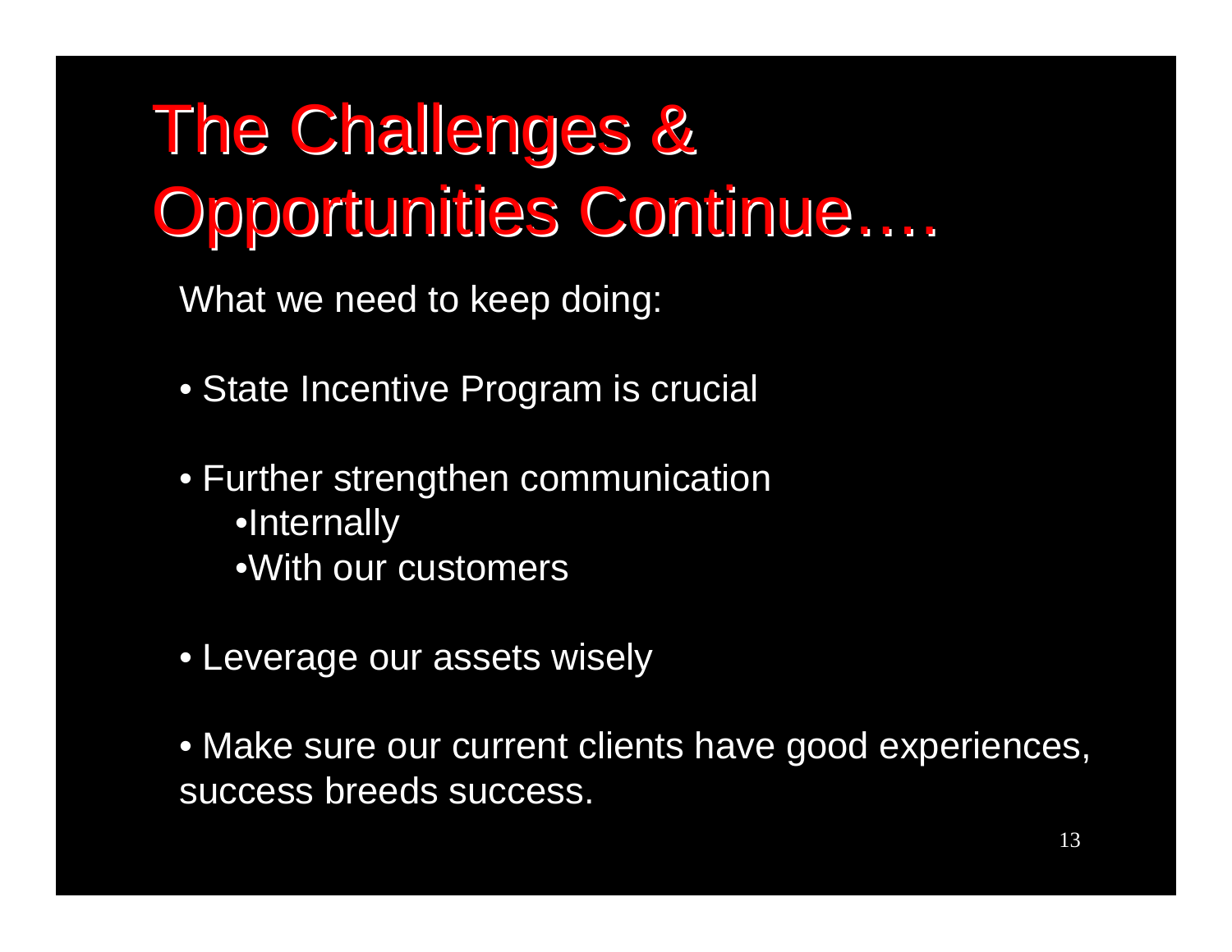# The Challenges & Opportunities Continue….

What we need to keep doing:

- State Incentive Program is crucial
- Further strengthen communication
  - Internally
  - With our customers
- Leverage our assets wisely
- Make sure our current clients have good experiences, success breeds success.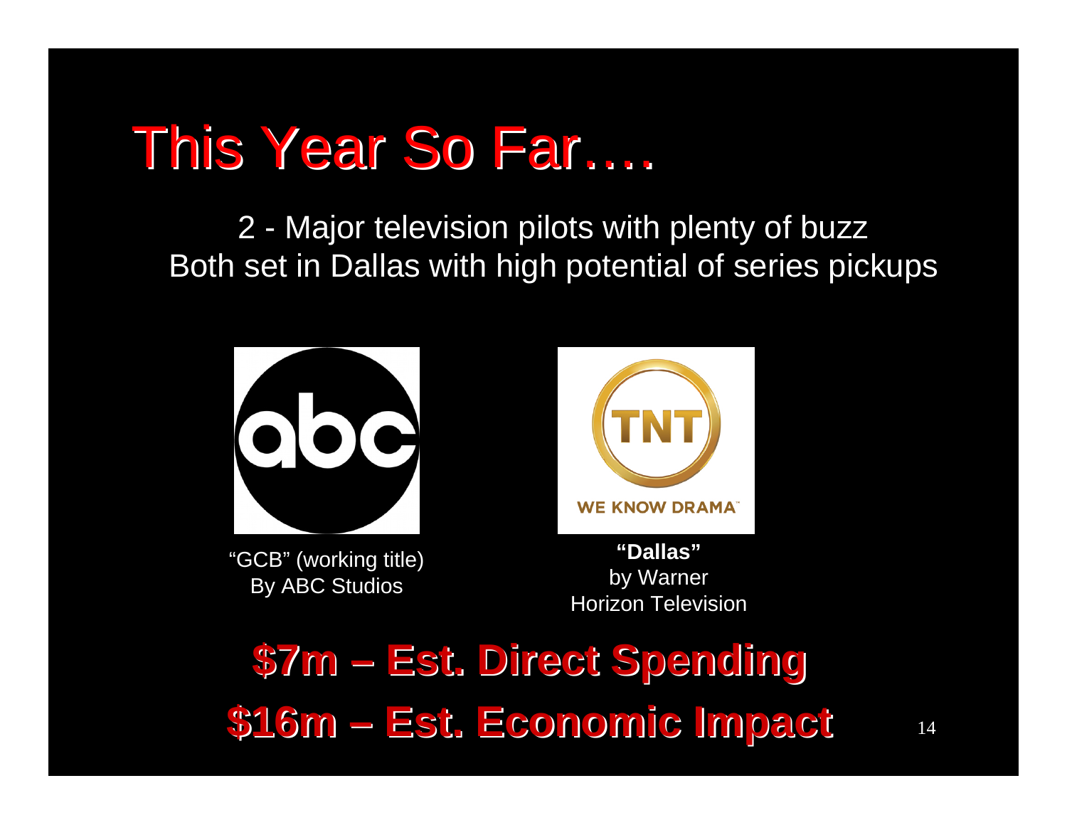# This Year So Far….

2 - Major television pilots with plenty of buzz
Both set in Dallas with high potential of series pickups

"GCB" (working title)
By ABC Studios

**"Dallas"**
by Warner
Horizon Television

**$7m – Est. Direct Spending**

**$16m – Est. Economic Impact**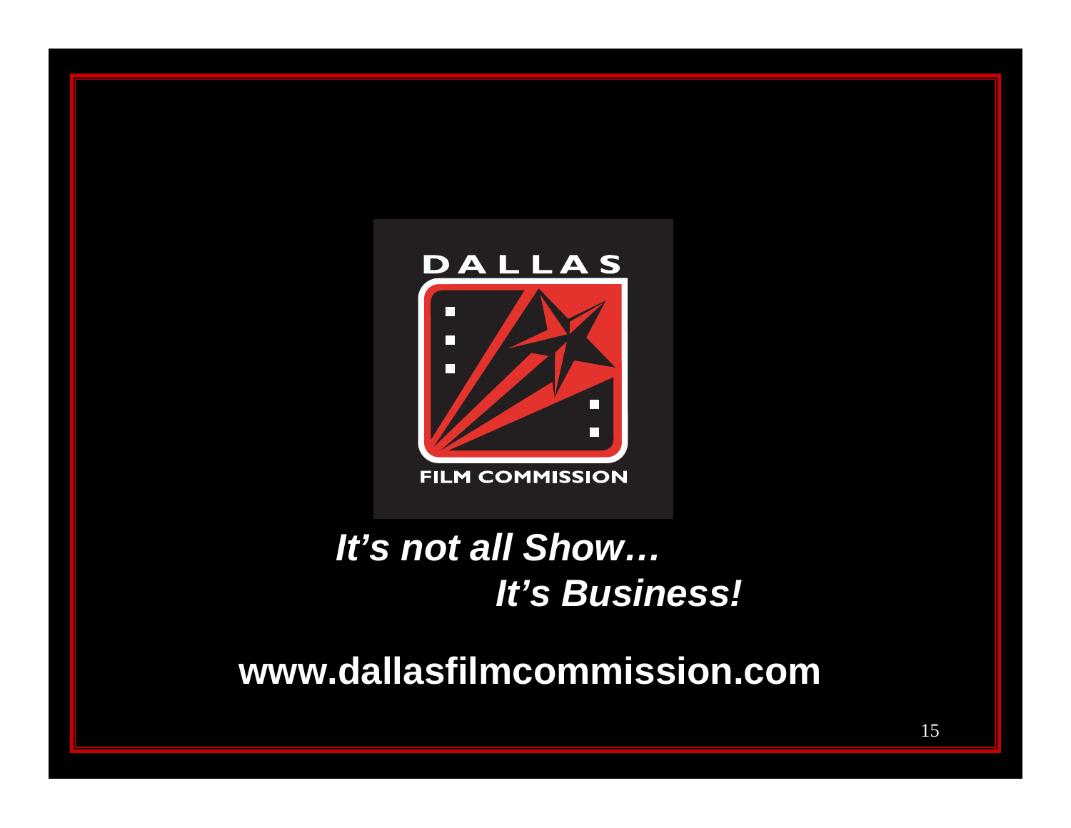DALLAS

FILM COMMISSION

***It's not all Show…***

***It's Business!***

**www.dallasfilmcommission.com**